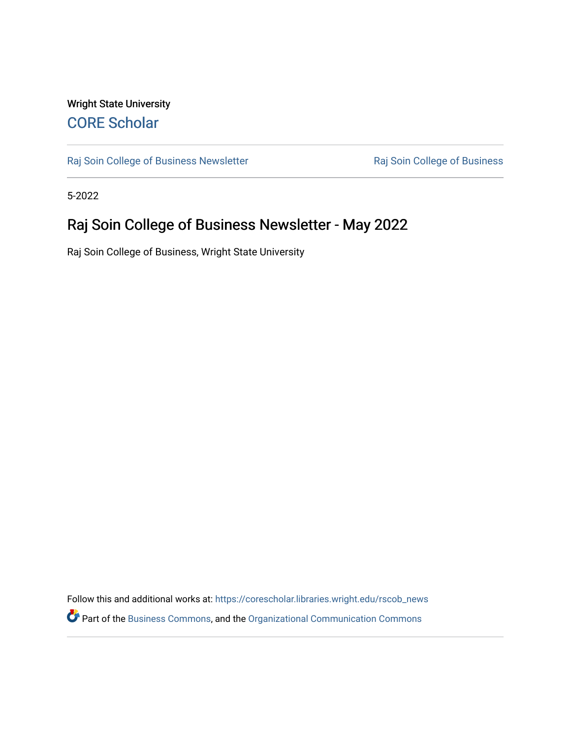Wright State University

CORE Scholar

Raj Soin College of Business Newsletter

Raj Soin College of Business

5-2022

# Raj Soin College of Business Newsletter - May 2022

Raj Soin College of Business, Wright State University

Follow this and additional works at: https://corescholar.libraries.wright.edu/rscob_news

Part of the Business Commons, and the Organizational Communication Commons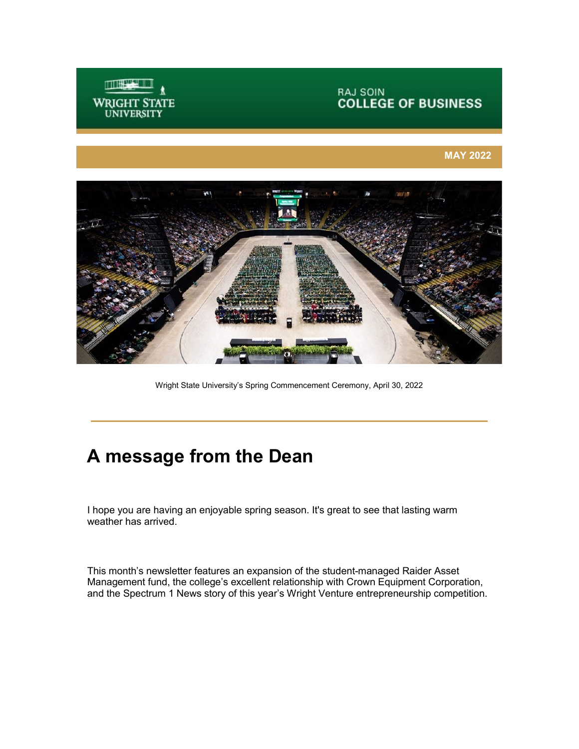WRIGHT STATE UNIVERSITY

RAJ SOIN
**COLLEGE OF BUSINESS**

**MAY 2022**

Wright State University's Spring Commencement Ceremony, April 30, 2022

# A message from the Dean

I hope you are having an enjoyable spring season. It's great to see that lasting warm weather has arrived.

This month's newsletter features an expansion of the student-managed Raider Asset Management fund, the college's excellent relationship with Crown Equipment Corporation, and the Spectrum 1 News story of this year's Wright Venture entrepreneurship competition.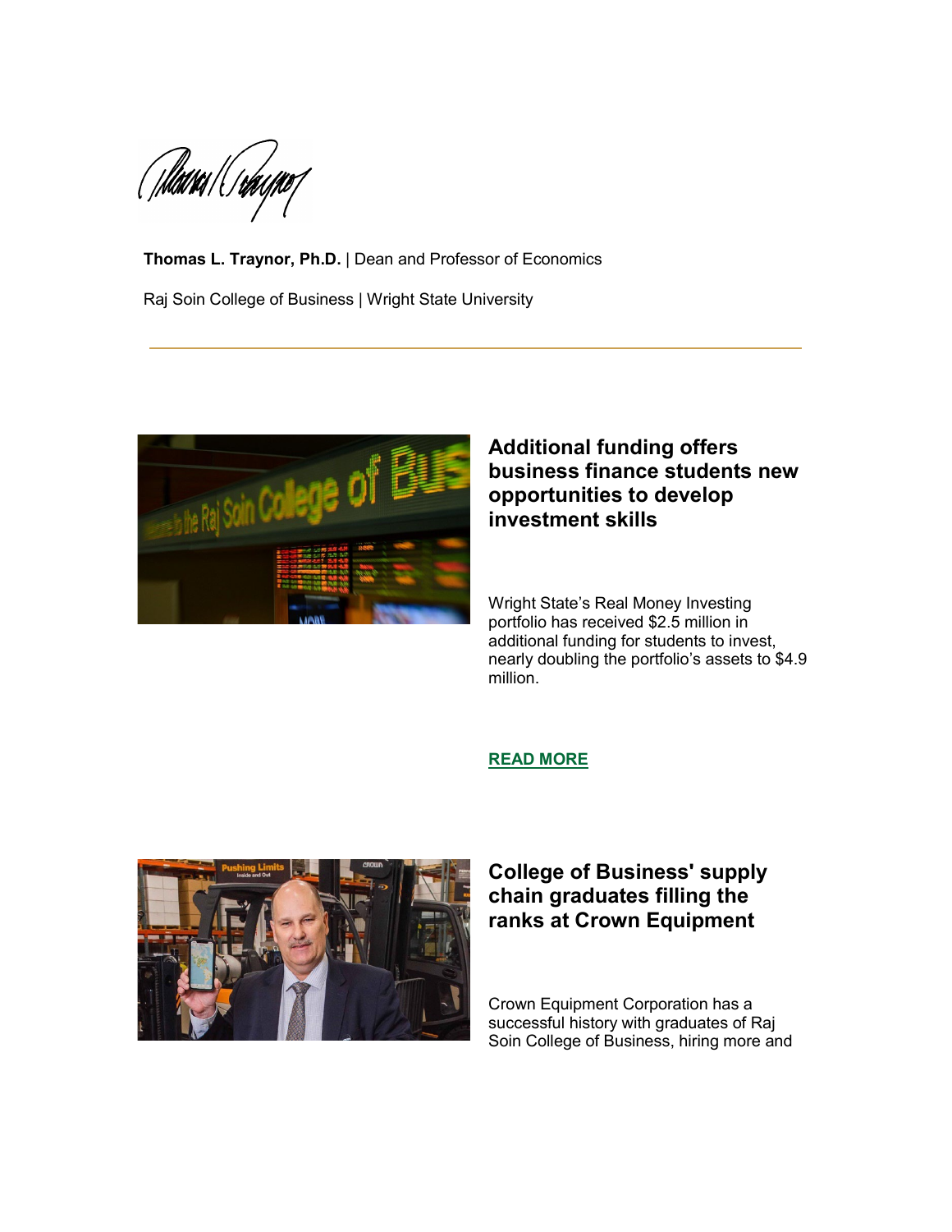**Thomas L. Traynor, Ph.D.** | Dean and Professor of Economics

Raj Soin College of Business | Wright State University

---

### Additional funding offers business finance students new opportunities to develop investment skills

Wright State's Real Money Investing portfolio has received $2.5 million in additional funding for students to invest, nearly doubling the portfolio's assets to $4.9 million.

**READ MORE**

### College of Business' supply chain graduates filling the ranks at Crown Equipment

Crown Equipment Corporation has a successful history with graduates of Raj Soin College of Business, hiring more and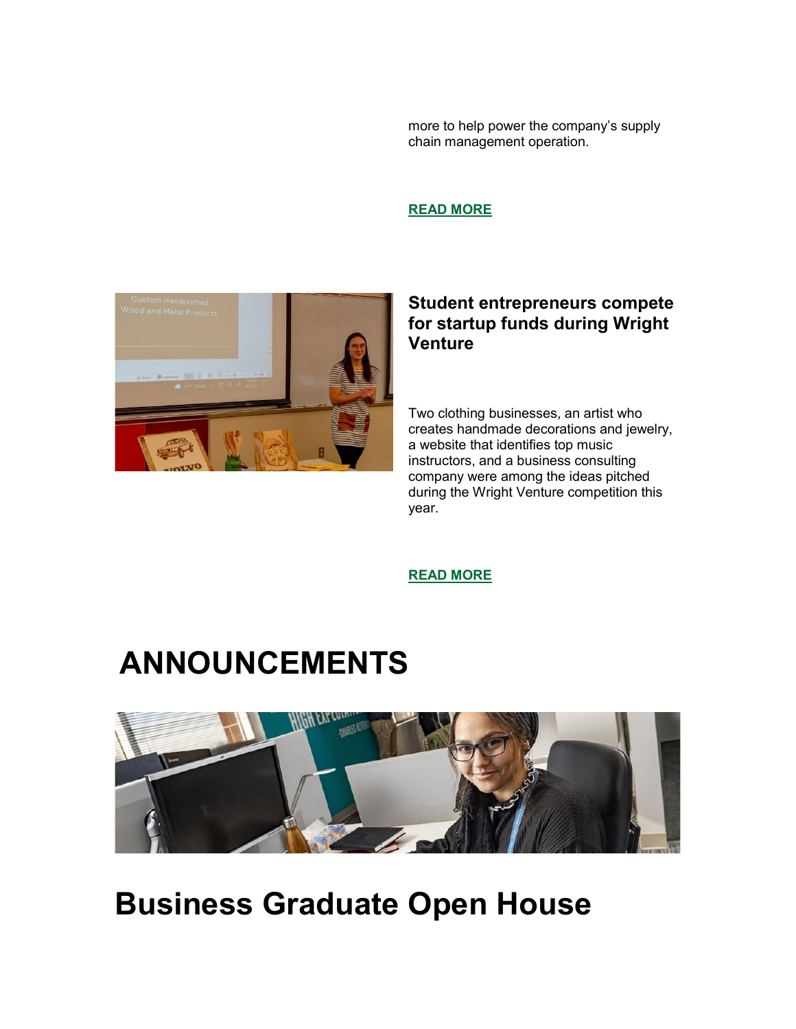more to help power the company's supply chain management operation.

**READ MORE**

### Student entrepreneurs compete for startup funds during Wright Venture

Two clothing businesses, an artist who creates handmade decorations and jewelry, a website that identifies top music instructors, and a business consulting company were among the ideas pitched during the Wright Venture competition this year.

**READ MORE**

# ANNOUNCEMENTS

## Business Graduate Open House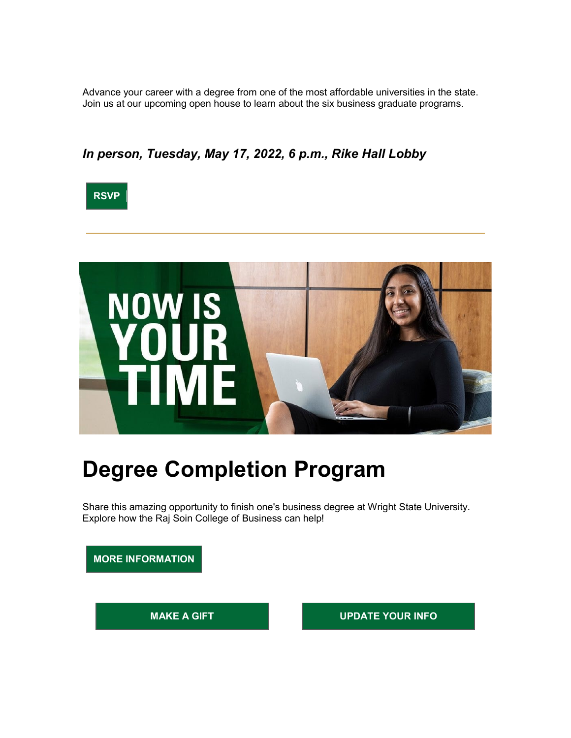Advance your career with a degree from one of the most affordable universities in the state. Join us at our upcoming open house to learn about the six business graduate programs.

***In person, Tuesday, May 17, 2022, 6 p.m., Rike Hall Lobby***

**RSVP**

---

# Degree Completion Program

Share this amazing opportunity to finish one's business degree at Wright State University. Explore how the Raj Soin College of Business can help!

**MORE INFORMATION**

**MAKE A GIFT**

**UPDATE YOUR INFO**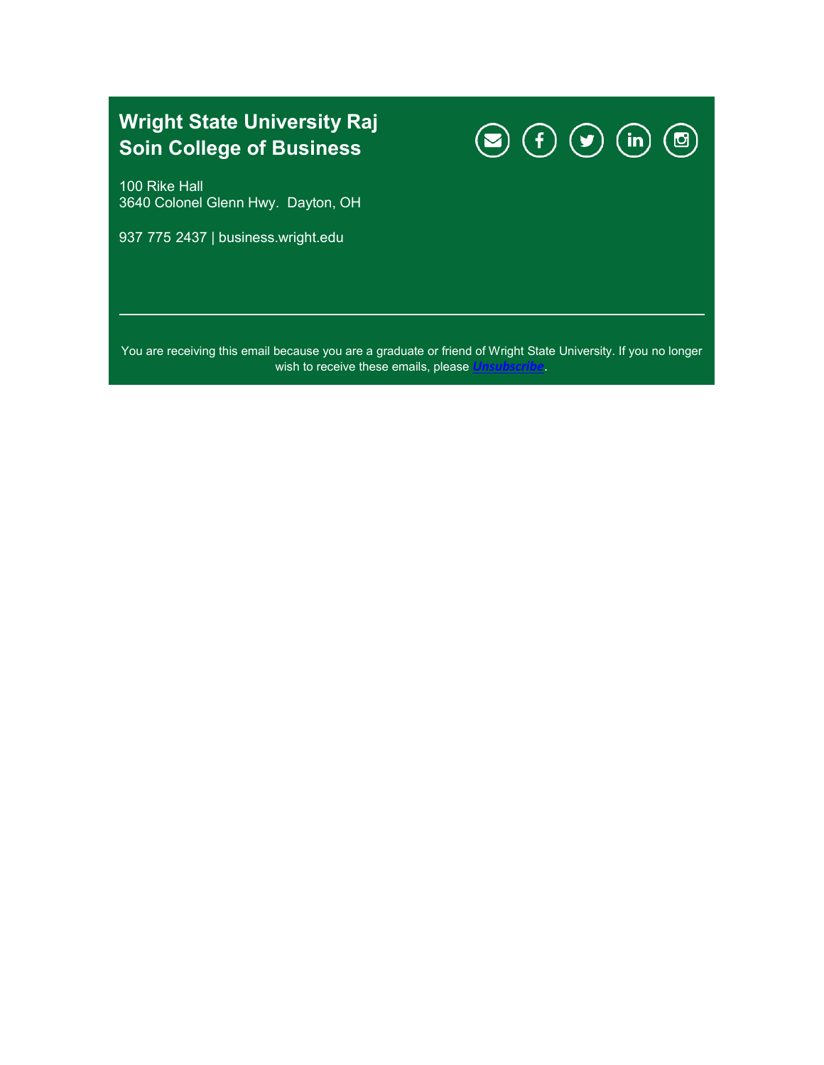**Wright State University Raj Soin College of Business**

100 Rike Hall
3640 Colonel Glenn Hwy. Dayton, OH

937 775 2437 | business.wright.edu

---

You are receiving this email because you are a graduate or friend of Wright State University. If you no longer wish to receive these emails, please ***Unsubscribe***.